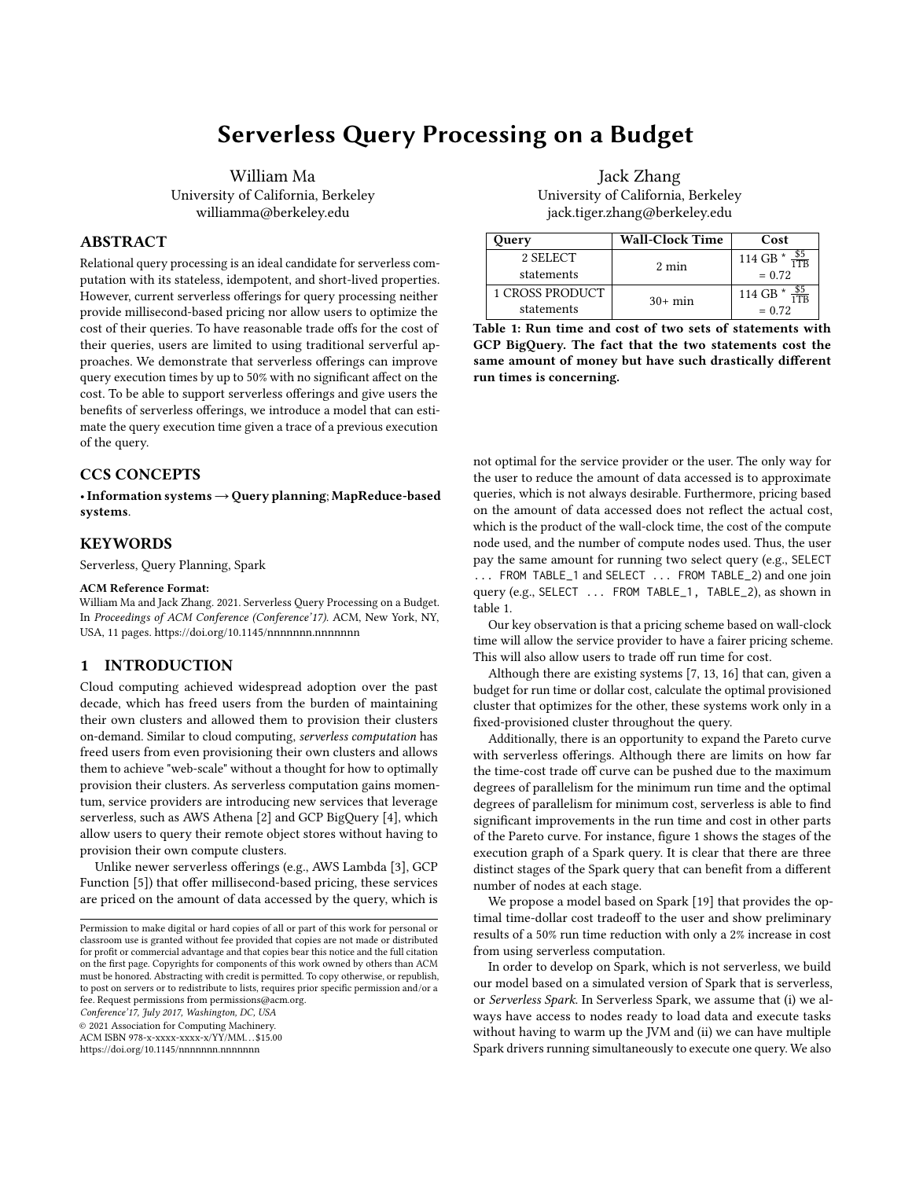# Serverless Query Processing on a Budget

William Ma
University of California, Berkeley
williamma@berkeley.edu

Jack Zhang
University of California, Berkeley
jack.tiger.zhang@berkeley.edu

## ABSTRACT

Relational query processing is an ideal candidate for serverless computation with its stateless, idempotent, and short-lived properties. However, current serverless offerings for query processing neither provide millisecond-based pricing nor allow users to optimize the cost of their queries. To have reasonable trade offs for the cost of their queries, users are limited to using traditional serverful approaches. We demonstrate that serverless offerings can improve query execution times by up to 50% with no significant affect on the cost. To be able to support serverless offerings and give users the benefits of serverless offerings, we introduce a model that can estimate the query execution time given a trace of a previous execution of the query.

## CCS CONCEPTS

• **Information systems → Query planning**; **MapReduce-based systems**.

## KEYWORDS

Serverless, Query Planning, Spark

**ACM Reference Format:**
William Ma and Jack Zhang. 2021. Serverless Query Processing on a Budget. In *Proceedings of ACM Conference (Conference'17)*. ACM, New York, NY, USA, 11 pages. https://doi.org/10.1145/nnnnnnn.nnnnnnn

## 1 INTRODUCTION

Cloud computing achieved widespread adoption over the past decade, which has freed users from the burden of maintaining their own clusters and allowed them to provision their clusters on-demand. Similar to cloud computing, *serverless computation* has freed users from even provisioning their own clusters and allows them to achieve "web-scale" without a thought for how to optimally provision their clusters. As serverless computation gains momentum, service providers are introducing new services that leverage serverless, such as AWS Athena [2] and GCP BigQuery [4], which allow users to query their remote object stores without having to provision their own compute clusters.

Unlike newer serverless offerings (e.g., AWS Lambda [3], GCP Function [5]) that offer millisecond-based pricing, these services are priced on the amount of data accessed by the query, which is not optimal for the service provider or the user. The only way for the user to reduce the amount of data accessed is to approximate queries, which is not always desirable. Furthermore, pricing based on the amount of data accessed does not reflect the actual cost, which is the product of the wall-clock time, the cost of the compute node used, and the number of compute nodes used. Thus, the user pay the same amount for running two select query (e.g., `SELECT ... FROM TABLE_1` and `SELECT ... FROM TABLE_2`) and one join query (e.g., `SELECT ... FROM TABLE_1, TABLE_2`), as shown in table 1.

| Query | Wall-Clock Time | Cost |
|---|---|---|
| 2 SELECT statements | 2 min | 114 GB * $\frac{\$5}{1\text{TB}}$ = 0.72 |
| 1 CROSS PRODUCT statements | 30+ min | 114 GB * $\frac{\$5}{1\text{TB}}$ = 0.72 |

**Table 1: Run time and cost of two sets of statements with GCP BigQuery. The fact that the two statements cost the same amount of money but have such drastically different run times is concerning.**

Our key observation is that a pricing scheme based on wall-clock time will allow the service provider to have a fairer pricing scheme. This will also allow users to trade off run time for cost.

Although there are existing systems [7, 13, 16] that can, given a budget for run time or dollar cost, calculate the optimal provisioned cluster that optimizes for the other, these systems work only in a fixed-provisioned cluster throughout the query.

Additionally, there is an opportunity to expand the Pareto curve with serverless offerings. Although there are limits on how far the time-cost trade off curve can be pushed due to the maximum degrees of parallelism for the minimum run time and the optimal degrees of parallelism for minimum cost, serverless is able to find significant improvements in the run time and cost in other parts of the Pareto curve. For instance, figure 1 shows the stages of the execution graph of a Spark query. It is clear that there are three distinct stages of the Spark query that can benefit from a different number of nodes at each stage.

We propose a model based on Spark [19] that provides the optimal time-dollar cost tradeoff to the user and show preliminary results of a 50% run time reduction with only a 2% increase in cost from using serverless computation.

In order to develop on Spark, which is not serverless, we build our model based on a simulated version of Spark that is serverless, or *Serverless Spark*. In Serverless Spark, we assume that (i) we always have access to nodes ready to load data and execute tasks without having to warm up the JVM and (ii) we can have multiple Spark drivers running simultaneously to execute one query. We also

Permission to make digital or hard copies of all or part of this work for personal or classroom use is granted without fee provided that copies are not made or distributed for profit or commercial advantage and that copies bear this notice and the full citation on the first page. Copyrights for components of this work owned by others than ACM must be honored. Abstracting with credit is permitted. To copy otherwise, or republish, to post on servers or to redistribute to lists, requires prior specific permission and/or a fee. Request permissions from permissions@acm.org.
*Conference'17, July 2017, Washington, DC, USA*
© 2021 Association for Computing Machinery.
ACM ISBN 978-x-xxxx-xxxx-x/YY/MM...$15.00
https://doi.org/10.1145/nnnnnnn.nnnnnnn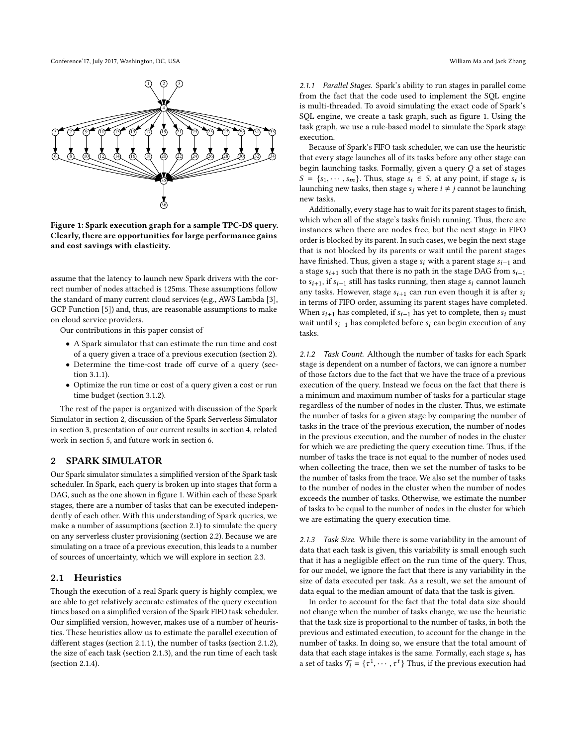Figure 1: Spark execution graph for a sample TPC-DS query. Clearly, there are opportunities for large performance gains and cost savings with elasticity.

assume that the latency to launch new Spark drivers with the correct number of nodes attached is 125ms. These assumptions follow the standard of many current cloud services (e.g., AWS Lambda [3], GCP Function [5]) and, thus, are reasonable assumptions to make on cloud service providers.

Our contributions in this paper consist of

- A Spark simulator that can estimate the run time and cost of a query given a trace of a previous execution (section 2).
- Determine the time-cost trade off curve of a query (section 3.1.1).
- Optimize the run time or cost of a query given a cost or run time budget (section 3.1.2).

The rest of the paper is organized with discussion of the Spark Simulator in section 2, discussion of the Spark Serverless Simulator in section 3, presentation of our current results in section 4, related work in section 5, and future work in section 6.

## 2 SPARK SIMULATOR

Our Spark simulator simulates a simplified version of the Spark task scheduler. In Spark, each query is broken up into stages that form a DAG, such as the one shown in figure 1. Within each of these Spark stages, there are a number of tasks that can be executed independently of each other. With this understanding of Spark queries, we make a number of assumptions (section 2.1) to simulate the query on any serverless cluster provisioning (section 2.2). Because we are simulating on a trace of a previous execution, this leads to a number of sources of uncertainty, which we will explore in section 2.3.

### 2.1 Heuristics

Though the execution of a real Spark query is highly complex, we are able to get relatively accurate estimates of the query execution times based on a simplified version of the Spark FIFO task scheduler. Our simplified version, however, makes use of a number of heuristics. These heuristics allow us to estimate the parallel execution of different stages (section 2.1.1), the number of tasks (section 2.1.2), the size of each task (section 2.1.3), and the run time of each task (section 2.1.4).

#### 2.1.1 *Parallel Stages.*

Spark's ability to run stages in parallel come from the fact that the code used to implement the SQL engine is multi-threaded. To avoid simulating the exact code of Spark's SQL engine, we create a task graph, such as figure 1. Using the task graph, we use a rule-based model to simulate the Spark stage execution.

Because of Spark's FIFO task scheduler, we can use the heuristic that every stage launches all of its tasks before any other stage can begin launching tasks. Formally, given a query $Q$ a set of stages $S = \{s_1, \cdots, s_m\}$. Thus, stage $s_i \in S$, at any point, if stage $s_i$ is launching new tasks, then stage $s_j$ where $i \neq j$ cannot be launching new tasks.

Additionally, every stage has to wait for its parent stages to finish, which when all of the stage's tasks finish running. Thus, there are instances when there are nodes free, but the next stage in FIFO order is blocked by its parent. In such cases, we begin the next stage that is not blocked by its parents or wait until the parent stages have finished. Thus, given a stage $s_i$ with a parent stage $s_{i-1}$ and a stage $s_{i+1}$ such that there is no path in the stage DAG from $s_{i-1}$ to $s_{i+1}$, if $s_{i-1}$ still has tasks running, then stage $s_i$ cannot launch any tasks. However, stage $s_{i+1}$ can run even though it is after $s_i$ in terms of FIFO order, assuming its parent stages have completed. When $s_{i+1}$ has completed, if $s_{i-1}$ has yet to complete, then $s_i$ must wait until $s_{i-1}$ has completed before $s_i$ can begin execution of any tasks.

#### 2.1.2 *Task Count.*

Although the number of tasks for each Spark stage is dependent on a number of factors, we can ignore a number of those factors due to the fact that we have the trace of a previous execution of the query. Instead we focus on the fact that there is a minimum and maximum number of tasks for a particular stage regardless of the number of nodes in the cluster. Thus, we estimate the number of tasks for a given stage by comparing the number of tasks in the trace of the previous execution, the number of nodes in the previous execution, and the number of nodes in the cluster for which we are predicting the query execution time. Thus, if the number of tasks the trace is not equal to the number of nodes used when collecting the trace, then we set the number of tasks to be the number of tasks from the trace. We also set the number of tasks to the number of nodes in the cluster when the number of nodes exceeds the number of tasks. Otherwise, we estimate the number of tasks to be equal to the number of nodes in the cluster for which we are estimating the query execution time.

#### 2.1.3 *Task Size.*

While there is some variability in the amount of data that each task is given, this variability is small enough such that it has a negligible effect on the run time of the query. Thus, for our model, we ignore the fact that there is any variability in the size of data executed per task. As a result, we set the amount of data equal to the median amount of data that the task is given.

In order to account for the fact that the total data size should not change when the number of tasks change, we use the heuristic that the task size is proportional to the number of tasks, in both the previous and estimated execution, to account for the change in the number of tasks. In doing so, we ensure that the total amount of data that each stage intakes is the same. Formally, each stage $s_i$ has a set of tasks $\mathcal{T}_i = \{\tau^1, \cdots, \tau^t\}$ Thus, if the previous execution had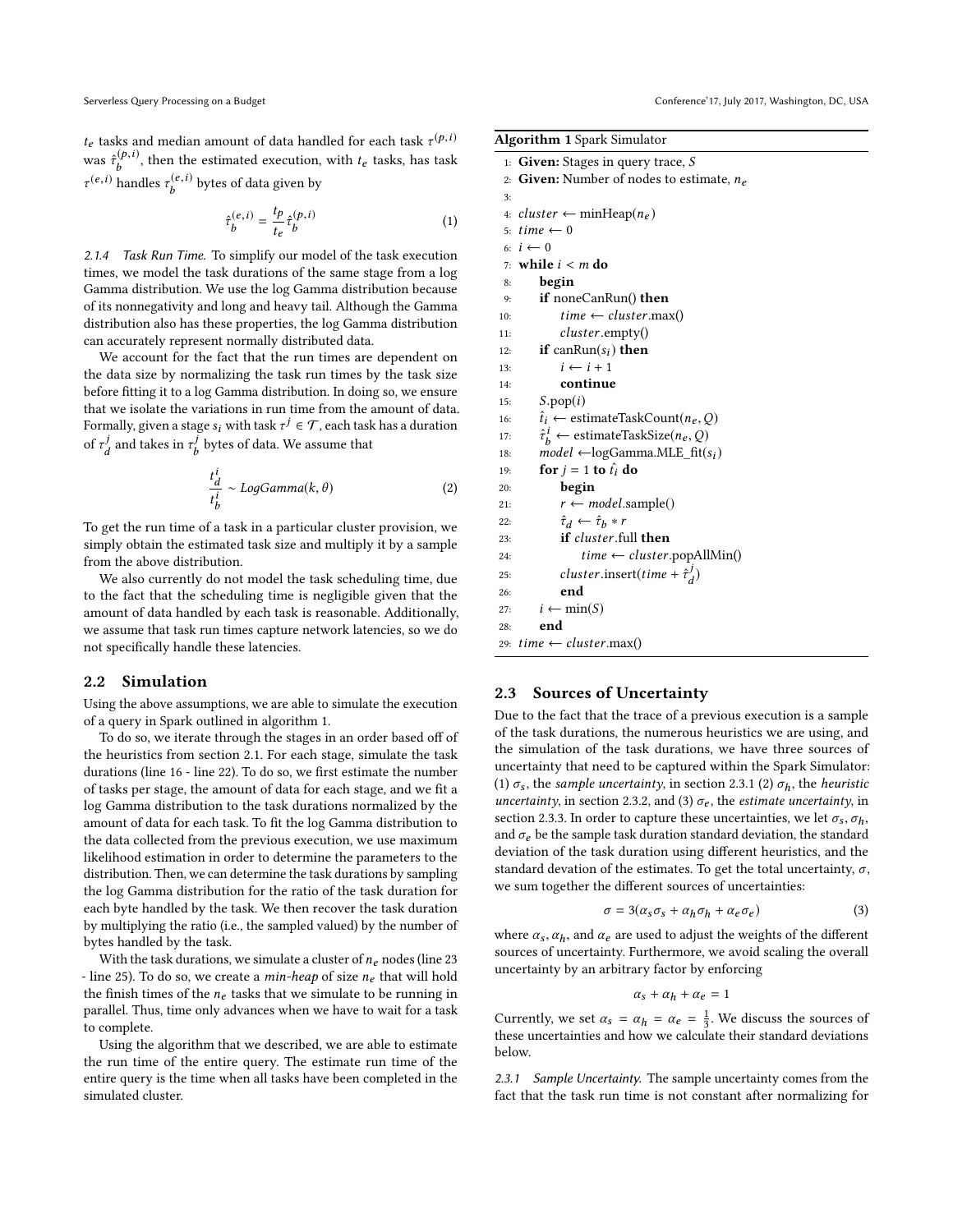$t_e$ tasks and median amount of data handled for each task $\tau^{(p,i)}$ was $\hat{\tau}_b^{(p,i)}$, then the estimated execution, with $t_e$ tasks, has task $\tau^{(e,i)}$ handles $\tau_b^{(e,i)}$ bytes of data given by

$$\hat{\tau}_b^{(e,i)} = \frac{t_p}{t_e}\hat{\tau}_b^{(p,i)} \tag{1}$$

*2.1.4 Task Run Time.* To simplify our model of the task execution times, we model the task durations of the same stage from a log Gamma distribution. We use the log Gamma distribution because of its nonnegativity and long and heavy tail. Although the Gamma distribution also has these properties, the log Gamma distribution can accurately represent normally distributed data.

We account for the fact that the run times are dependent on the data size by normalizing the task run times by the task size before fitting it to a log Gamma distribution. In doing so, we ensure that we isolate the variations in run time from the amount of data. Formally, given a stage $s_i$ with task $\tau^j \in \mathcal{T}$, each task has a duration of $\tau_d^j$ and takes in $\tau_b^j$ bytes of data. We assume that

$$\frac{t_d^i}{t_b^i} \sim LogGamma(k, \theta) \tag{2}$$

To get the run time of a task in a particular cluster provision, we simply obtain the estimated task size and multiply it by a sample from the above distribution.

We also currently do not model the task scheduling time, due to the fact that the scheduling time is negligible given that the amount of data handled by each task is reasonable. Additionally, we assume that task run times capture network latencies, so we do not specifically handle these latencies.

## 2.2 Simulation

Using the above assumptions, we are able to simulate the execution of a query in Spark outlined in algorithm 1.

To do so, we iterate through the stages in an order based off of the heuristics from section 2.1. For each stage, simulate the task durations (line 16 - line 22). To do so, we first estimate the number of tasks per stage, the amount of data for each stage, and we fit a log Gamma distribution to the task durations normalized by the amount of data for each task. To fit the log Gamma distribution to the data collected from the previous execution, we use maximum likelihood estimation in order to determine the parameters to the distribution. Then, we can determine the task durations by sampling the log Gamma distribution for the ratio of the task duration for each byte handled by the task. We then recover the task duration by multiplying the ratio (i.e., the sampled valued) by the number of bytes handled by the task.

With the task durations, we simulate a cluster of $n_e$ nodes (line 23 - line 25). To do so, we create a *min-heap* of size $n_e$ that will hold the finish times of the $n_e$ tasks that we simulate to be running in parallel. Thus, time only advances when we have to wait for a task to complete.

Using the algorithm that we described, we are able to estimate the run time of the entire query. The estimate run time of the entire query is the time when all tasks have been completed in the simulated cluster.

**Algorithm 1** Spark Simulator

```
1:  Given: Stages in query trace, S
2:  Given: Number of nodes to estimate, n_e
3:
4:  cluster ← minHeap(n_e)
5:  time ← 0
6:  i ← 0
7:  while i < m do
8:      begin
9:      if noneCanRun() then
10:         time ← cluster.max()
11:         cluster.empty()
12:     if canRun(s_i) then
13:         i ← i + 1
14:         continue
15:     S.pop(i)
16:     t̂_i ← estimateTaskCount(n_e, Q)
17:     τ̂_b^i ← estimateTaskSize(n_e, Q)
18:     model ←logGamma.MLE_fit(s_i)
19:     for j = 1 to t̂_i do
20:         begin
21:         r ← model.sample()
22:         τ̂_d ← τ̂_b * r
23:         if cluster.full then
24:             time ← cluster.popAllMin()
25:         cluster.insert(time + τ̂_d^j)
26:         end
27:     i ← min(S)
28:     end
29: time ← cluster.max()
```

## 2.3 Sources of Uncertainty

Due to the fact that the trace of a previous execution is a sample of the task durations, the numerous heuristics we are using, and the simulation of the task durations, we have three sources of uncertainty that need to be captured within the Spark Simulator: (1) $\sigma_s$, the *sample uncertainty*, in section 2.3.1 (2) $\sigma_h$, the *heuristic uncertainty*, in section 2.3.2, and (3) $\sigma_e$, the *estimate uncertainty*, in section 2.3.3. In order to capture these uncertainties, we let $\sigma_s$, $\sigma_h$, and $\sigma_e$ be the sample task duration standard deviation, the standard deviation of the task duration using different heuristics, and the standard devation of the estimates. To get the total uncertainty, $\sigma$, we sum together the different sources of uncertainties:

$$\sigma = 3(\alpha_s\sigma_s + \alpha_h\sigma_h + \alpha_e\sigma_e) \tag{3}$$

where $\alpha_s, \alpha_h$, and $\alpha_e$ are used to adjust the weights of the different sources of uncertainty. Furthermore, we avoid scaling the overall uncertainty by an arbitrary factor by enforcing

$$\alpha_s + \alpha_h + \alpha_e = 1$$

Currently, we set $\alpha_s = \alpha_h = \alpha_e = \frac{1}{3}$. We discuss the sources of these uncertainties and how we calculate their standard deviations below.

*2.3.1 Sample Uncertainty.* The sample uncertainty comes from the fact that the task run time is not constant after normalizing for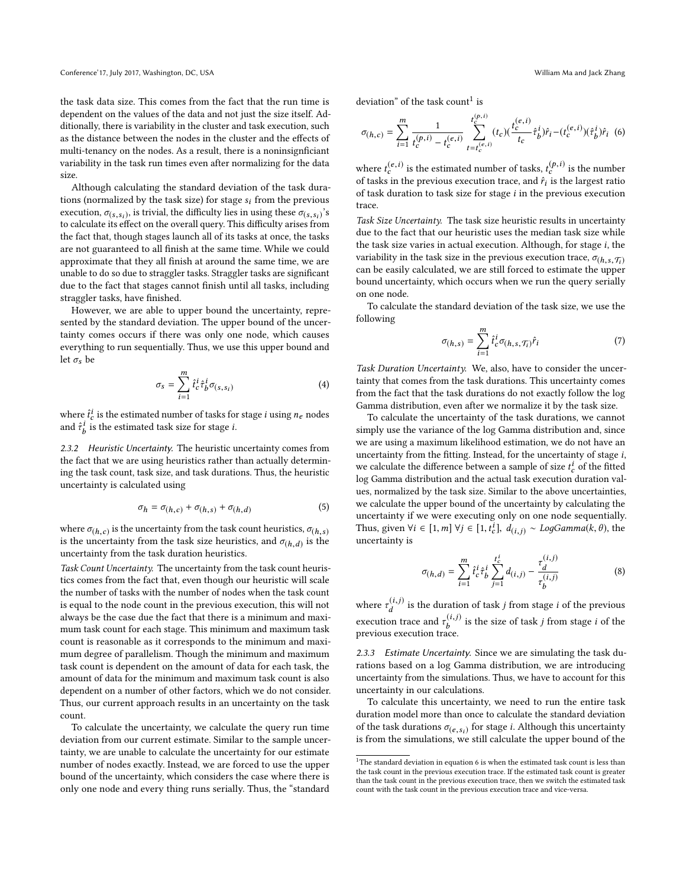the task data size. This comes from the fact that the run time is dependent on the values of the data and not just the size itself. Additionally, there is variability in the cluster and task execution, such as the distance between the nodes in the cluster and the effects of multi-tenancy on the nodes. As a result, there is a noninsignficiant variability in the task run times even after normalizing for the data size.

Although calculating the standard deviation of the task durations (normalized by the task size) for stage $s_i$ from the previous execution, $\sigma_{(s,s_i)}$, is trivial, the difficulty lies in using these $\sigma_{(s,s_i)}$'s to calculate its effect on the overall query. This difficulty arises from the fact that, though stages launch all of its tasks at once, the tasks are not guaranteed to all finish at the same time. While we could approximate that they all finish at around the same time, we are unable to do so due to straggler tasks. Straggler tasks are significant due to the fact that stages cannot finish until all tasks, including straggler tasks, have finished.

However, we are able to upper bound the uncertainty, represented by the standard deviation. The upper bound of the uncertainty comes occurs if there was only one node, which causes everything to run sequentially. Thus, we use this upper bound and let $\sigma_s$ be

$$\sigma_s = \sum_{i=1}^{m} \hat{t}_c^i \hat{\tau}_b^i \sigma_{(s,s_i)} \tag{4}$$

where $\hat{t}_c^i$ is the estimated number of tasks for stage $i$ using $n_e$ nodes and $\hat{\tau}_b^i$ is the estimated task size for stage $i$.

### 2.3.2 Heuristic Uncertainty.

The heuristic uncertainty comes from the fact that we are using heuristics rather than actually determining the task count, task size, and task durations. Thus, the heuristic uncertainty is calculated using

$$\sigma_h = \sigma_{(h,c)} + \sigma_{(h,s)} + \sigma_{(h,d)} \tag{5}$$

where $\sigma_{(h,c)}$ is the uncertainty from the task count heuristics, $\sigma_{(h,s)}$ is the uncertainty from the task size heuristics, and $\sigma_{(h,d)}$ is the uncertainty from the task duration heuristics.

*Task Count Uncertainty.* The uncertainty from the task count heuristics comes from the fact that, even though our heuristic will scale the number of tasks with the number of nodes when the task count is equal to the node count in the previous execution, this will not always be the case due the fact that there is a minimum and maximum task count for each stage. This minimum and maximum task count is reasonable as it corresponds to the minimum and maximum degree of parallelism. Though the minimum and maximum task count is dependent on the amount of data for each task, the amount of data for the minimum and maximum task count is also dependent on a number of other factors, which we do not consider. Thus, our current approach results in an uncertainty on the task count.

To calculate the uncertainty, we calculate the query run time deviation from our current estimate. Similar to the sample uncertainty, we are unable to calculate the uncertainty for our estimate number of nodes exactly. Instead, we are forced to use the upper bound of the uncertainty, which considers the case where there is only one node and every thing runs serially. Thus, the "standard deviation" of the task count[1] is

$$\sigma_{(h,c)} = \sum_{i=1}^{m} \frac{1}{t_c^{(p,i)} - t_c^{(e,i)}} \sum_{t=t_c^{(e,i)}}^{t_c^{(p,i)}} (t_c)\left(\frac{t_c^{(e,i)}}{t_c}\hat{\tau}_b^i\right)\hat{r}_i - (t_c^{(e,i)})(\hat{\tau}_b^i)\hat{r}_i \tag{6}$$

where $t_c^{(e,i)}$ is the estimated number of tasks, $t_c^{(p,i)}$ is the number of tasks in the previous execution trace, and $\hat{r}_i$ is the largest ratio of task duration to task size for stage $i$ in the previous execution trace.

*Task Size Uncertainty.* The task size heuristic results in uncertainty due to the fact that our heuristic uses the median task size while the task size varies in actual execution. Although, for stage $i$, the variability in the task size in the previous execution trace, $\sigma_{(h,s,\mathcal{T}_i)}$ can be easily calculated, we are still forced to estimate the upper bound uncertainty, which occurs when we run the query serially on one node.

To calculate the standard deviation of the task size, we use the following

$$\sigma_{(h,s)} = \sum_{i=1}^{m} \hat{t}_c^i \sigma_{(h,s,\mathcal{T}_i)} \hat{r}_i \tag{7}$$

*Task Duration Uncertainty.* We, also, have to consider the uncertainty that comes from the task durations. This uncertainty comes from the fact that the task durations do not exactly follow the log Gamma distribution, even after we normalize it by the task size.

To calculate the uncertainty of the task durations, we cannot simply use the variance of the log Gamma distribution and, since we are using a maximum likelihood estimation, we do not have an uncertainty from the fitting. Instead, for the uncertainty of stage $i$, we calculate the difference between a sample of size $t_c^i$ of the fitted log Gamma distribution and the actual task execution duration values, normalized by the task size. Similar to the above uncertainties, we calculate the upper bound of the uncertainty by calculating the uncertainty if we were executing only on one node sequentially. Thus, given $\forall i \in [1, m]\ \forall j \in [1, t_c^i],\ d_{(i,j)} \sim LogGamma(k, \theta)$, the uncertainty is

$$\sigma_{(h,d)} = \sum_{i=1}^{m} \hat{t}_c^i \hat{\tau}_b^i \sum_{j=1}^{t_c^i} d_{(i,j)} - \frac{\tau_d^{(i,j)}}{\tau_b^{(i,j)}} \tag{8}$$

where $\tau_d^{(i,j)}$ is the duration of task $j$ from stage $i$ of the previous execution trace and $\tau_b^{(i,j)}$ is the size of task $j$ from stage $i$ of the previous execution trace.

### 2.3.3 Estimate Uncertainty.

Since we are simulating the task durations based on a log Gamma distribution, we are introducing uncertainty from the simulations. Thus, we have to account for this uncertainty in our calculations.

To calculate this uncertainty, we need to run the entire task duration model more than once to calculate the standard deviation of the task durations $\sigma_{(e,s_i)}$ for stage $i$. Although this uncertainty is from the simulations, we still calculate the upper bound of the

[1] The standard deviation in equation 6 is when the estimated task count is less than the task count in the previous execution trace. If the estimated task count is greater than the task count in the previous execution trace, then we switch the estimated task count with the task count in the previous execution trace and vice-versa.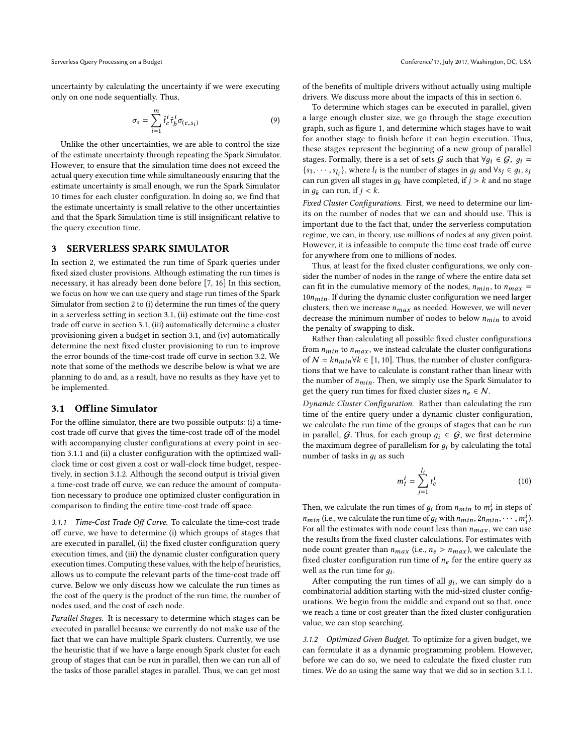uncertainty by calculating the uncertainty if we were executing only on one node sequentially. Thus,

$$\sigma_s = \sum_{i=1}^{m} \hat{t}_c^i \hat{\tau}_b^i \sigma_{(e,s_i)} \tag{9}$$

Unlike the other uncertainties, we are able to control the size of the estimate uncertainty through repeating the Spark Simulator. However, to ensure that the simulation time does not exceed the actual query execution time while simultaneously ensuring that the estimate uncertainty is small enough, we run the Spark Simulator 10 times for each cluster configuration. In doing so, we find that the estimate uncertainty is small relative to the other uncertainties and that the Spark Simulation time is still insignificant relative to the query execution time.

## 3 SERVERLESS SPARK SIMULATOR

In section 2, we estimated the run time of Spark queries under fixed sized cluster provisions. Although estimating the run times is necessary, it has already been done before [7, 16] In this section, we focus on how we can use query and stage run times of the Spark Simulator from section 2 to (i) determine the run times of the query in a serverless setting in section 3.1, (ii) estimate out the time-cost trade off curve in section 3.1, (iii) automatically determine a cluster provisioning given a budget in section 3.1, and (iv) automatically determine the next fixed cluster provisioning to run to improve the error bounds of the time-cost trade off curve in section 3.2. We note that some of the methods we describe below is what we are planning to do and, as a result, have no results as they have yet to be implemented.

### 3.1 Offline Simulator

For the offline simulator, there are two possible outputs: (i) a time-cost trade off curve that gives the time-cost trade off of the model with accompanying cluster configurations at every point in section 3.1.1 and (ii) a cluster configuration with the optimized wall-clock time or cost given a cost or wall-clock time budget, respectively, in section 3.1.2. Although the second output is trivial given a time-cost trade off curve, we can reduce the amount of computation necessary to produce one optimized cluster configuration in comparison to finding the entire time-cost trade off space.

#### 3.1.1 *Time-Cost Trade Off Curve.*

To calculate the time-cost trade off curve, we have to determine (i) which groups of stages that are executed in parallel, (ii) the fixed cluster configuration query execution times, and (iii) the dynamic cluster configuration query execution times. Computing these values, with the help of heuristics, allows us to compute the relevant parts of the time-cost trade off curve. Below we only discuss how we calculate the run times as the cost of the query is the product of the run time, the number of nodes used, and the cost of each node.

*Parallel Stages.* It is necessary to determine which stages can be executed in parallel because we currently do not make use of the fact that we can have multiple Spark clusters. Currently, we use the heuristic that if we have a large enough Spark cluster for each group of stages that can be run in parallel, then we can run all of the tasks of those parallel stages in parallel. Thus, we can get most of the benefits of multiple drivers without actually using multiple drivers. We discuss more about the impacts of this in section 6.

To determine which stages can be executed in parallel, given a large enough cluster size, we go through the stage execution graph, such as figure 1, and determine which stages have to wait for another stage to finish before it can begin execution. Thus, these stages represent the beginning of a new group of parallel stages. Formally, there is a set of sets $\mathcal{G}$ such that $\forall g_i \in \mathcal{G},\ g_i = \{s_1, \cdots, s_{l_i}\}$, where $l_i$ is the number of stages in $g_i$ and $\forall s_j \in g_i, s_j$ can run given all stages in $g_k$ have completed, if $j > k$ and no stage in $g_k$ can run, if $j < k$.

*Fixed Cluster Configurations.* First, we need to determine our limits on the number of nodes that we can and should use. This is important due to the fact that, under the serverless computation regime, we can, in theory, use millions of nodes at any given point. However, it is infeasible to compute the time cost trade off curve for anywhere from one to millions of nodes.

Thus, at least for the fixed cluster configurations, we only consider the number of nodes in the range of where the entire data set can fit in the cumulative memory of the nodes, $n_{min}$, to $n_{max} = 10n_{min}$. If during the dynamic cluster configuration we need larger clusters, then we increase $n_{max}$ as needed. However, we will never decrease the minimum number of nodes to below $n_{min}$ to avoid the penalty of swapping to disk.

Rather than calculating all possible fixed cluster configurations from $n_{min}$ to $n_{max}$, we instead calculate the cluster configurations of $\mathcal{N} = kn_{min} \forall k \in [1, 10]$. Thus, the number of cluster configurations that we have to calculate is constant rather than linear with the number of $n_{min}$. Then, we simply use the Spark Simulator to get the query run times for fixed cluster sizes $n_e \in \mathcal{N}$.

*Dynamic Cluster Configuration.* Rather than calculating the run time of the entire query under a dynamic cluster configuration, we calculate the run time of the groups of stages that can be run in parallel, $\mathcal{G}$. Thus, for each group $g_i \in \mathcal{G}$, we first determine the maximum degree of parallelism for $g_i$ by calculating the total number of tasks in $g_i$ as such

$$m_t^i = \sum_{j=1}^{l_i} t_c^i \tag{10}$$

Then, we calculate the run times of $g_i$ from $n_{min}$ to $m_t^i$ in steps of $n_{min}$ (i.e., we calculate the run time of $g_i$ with $n_{min}, 2n_{min}, \cdots, m_t^i$). For all the estimates with node count less than $n_{max}$, we can use the results from the fixed cluster calculations. For estimates with node count greater than $n_{max}$ (i.e., $n_e > n_{max}$), we calculate the fixed cluster configuration run time of $n_e$ for the entire query as well as the run time for $g_i$.

After computing the run times of all $g_i$, we can simply do a combinatorial addition starting with the mid-sized cluster configurations. We begin from the middle and expand out so that, once we reach a time or cost greater than the fixed cluster configuration value, we can stop searching.

#### 3.1.2 *Optimized Given Budget.*

To optimize for a given budget, we can formulate it as a dynamic programming problem. However, before we can do so, we need to calculate the fixed cluster run times. We do so using the same way that we did so in section 3.1.1.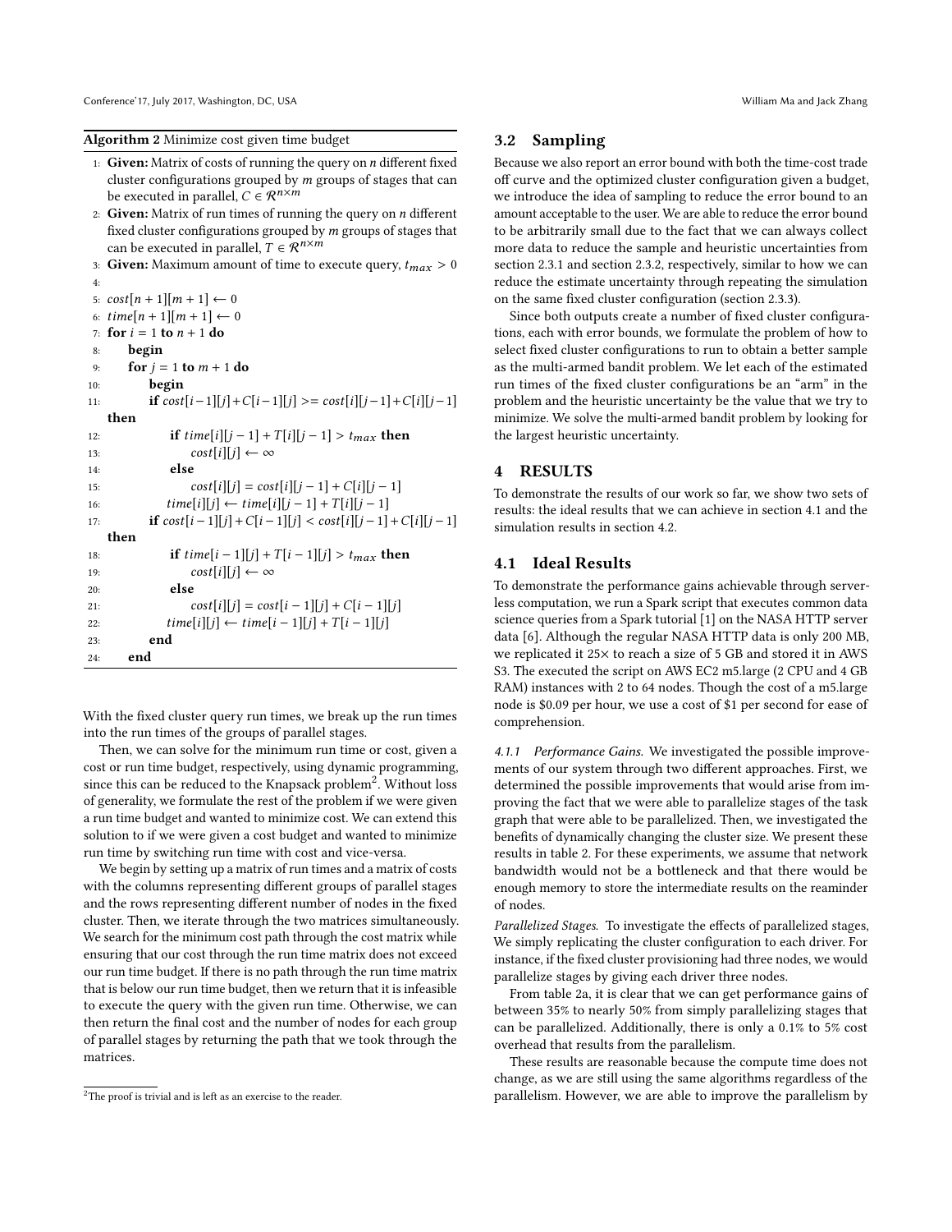**Algorithm 2** Minimize cost given time budget

```
1:  Given: Matrix of costs of running the query on n different fixed
    cluster configurations grouped by m groups of stages that can
    be executed in parallel, C ∈ R^{n×m}
2:  Given: Matrix of run times of running the query on n different
    fixed cluster configurations grouped by m groups of stages that
    can be executed in parallel, T ∈ R^{n×m}
3:  Given: Maximum amount of time to execute query, t_max > 0
4:
5:  cost[n + 1][m + 1] ← 0
6:  time[n + 1][m + 1] ← 0
7:  for i = 1 to n + 1 do
8:      begin
9:      for j = 1 to m + 1 do
10:         begin
11:         if cost[i−1][j]+C[i−1][j] >= cost[i][j−1]+C[i][j−1]
    then
12:             if time[i][j − 1] + T[i][j − 1] > t_max then
13:                 cost[i][j] ← ∞
14:             else
15:                 cost[i][j] = cost[i][j − 1] + C[i][j − 1]
16:             time[i][j] ← time[i][j − 1] + T[i][j − 1]
17:         if cost[i−1][j]+C[i−1][j] < cost[i][j−1]+C[i][j−1]
    then
18:             if time[i − 1][j] + T[i − 1][j] > t_max then
19:                 cost[i][j] ← ∞
20:             else
21:                 cost[i][j] = cost[i − 1][j] + C[i − 1][j]
22:             time[i][j] ← time[i − 1][j] + T[i − 1][j]
23:         end
24:     end
```

With the fixed cluster query run times, we break up the run times into the run times of the groups of parallel stages.

Then, we can solve for the minimum run time or cost, given a cost or run time budget, respectively, using dynamic programming, since this can be reduced to the Knapsack problem[2]. Without loss of generality, we formulate the rest of the problem if we were given a run time budget and wanted to minimize cost. We can extend this solution to if we were given a cost budget and wanted to minimize run time by switching run time with cost and vice-versa.

We begin by setting up a matrix of run times and a matrix of costs with the columns representing different groups of parallel stages and the rows representing different number of nodes in the fixed cluster. Then, we iterate through the two matrices simultaneously. We search for the minimum cost path through the cost matrix while ensuring that our cost through the run time matrix does not exceed our run time budget. If there is no path through the run time matrix that is below our run time budget, then we return that it is infeasible to execute the query with the given run time. Otherwise, we can then return the final cost and the number of nodes for each group of parallel stages by returning the path that we took through the matrices.

[2]The proof is trivial and is left as an exercise to the reader.

## 3.2 Sampling

Because we also report an error bound with both the time-cost trade off curve and the optimized cluster configuration given a budget, we introduce the idea of sampling to reduce the error bound to an amount acceptable to the user. We are able to reduce the error bound to be arbitrarily small due to the fact that we can always collect more data to reduce the sample and heuristic uncertainties from section 2.3.1 and section 2.3.2, respectively, similar to how we can reduce the estimate uncertainty through repeating the simulation on the same fixed cluster configuration (section 2.3.3).

Since both outputs create a number of fixed cluster configurations, each with error bounds, we formulate the problem of how to select fixed cluster configurations to run to obtain a better sample as the multi-armed bandit problem. We let each of the estimated run times of the fixed cluster configurations be an "arm" in the problem and the heuristic uncertainty be the value that we try to minimize. We solve the multi-armed bandit problem by looking for the largest heuristic uncertainty.

# 4 RESULTS

To demonstrate the results of our work so far, we show two sets of results: the ideal results that we can achieve in section 4.1 and the simulation results in section 4.2.

## 4.1 Ideal Results

To demonstrate the performance gains achievable through serverless computation, we run a Spark script that executes common data science queries from a Spark tutorial [1] on the NASA HTTP server data [6]. Although the regular NASA HTTP data is only 200 MB, we replicated it 25× to reach a size of 5 GB and stored it in AWS S3. The executed the script on AWS EC2 m5.large (2 CPU and 4 GB RAM) instances with 2 to 64 nodes. Though the cost of a m5.large node is \$0.09 per hour, we use a cost of \$1 per second for ease of comprehension.

*4.1.1 Performance Gains.* We investigated the possible improvements of our system through two different approaches. First, we determined the possible improvements that would arise from improving the fact that we were able to parallelize stages of the task graph that were able to be parallelized. Then, we investigated the benefits of dynamically changing the cluster size. We present these results in table 2. For these experiments, we assume that network bandwidth would not be a bottleneck and that there would be enough memory to store the intermediate results on the reaminder of nodes.

*Parallelized Stages.* To investigate the effects of parallelized stages, We simply replicating the cluster configuration to each driver. For instance, if the fixed cluster provisioning had three nodes, we would parallelize stages by giving each driver three nodes.

From table 2a, it is clear that we can get performance gains of between 35% to nearly 50% from simply parallelizing stages that can be parallelized. Additionally, there is only a 0.1% to 5% cost overhead that results from the parallelism.

These results are reasonable because the compute time does not change, as we are still using the same algorithms regardless of the parallelism. However, we are able to improve the parallelism by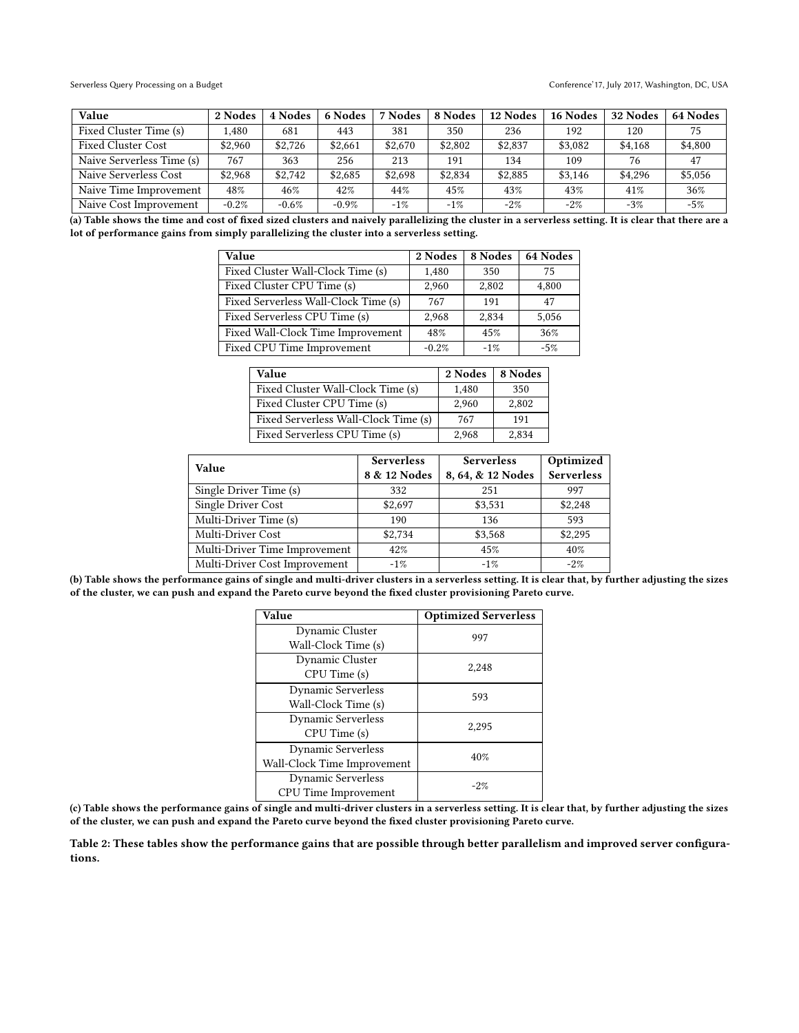| Value | 2 Nodes | 4 Nodes | 6 Nodes | 7 Nodes | 8 Nodes | 12 Nodes | 16 Nodes | 32 Nodes | 64 Nodes |
|---|---|---|---|---|---|---|---|---|---|
| Fixed Cluster Time (s) | 1,480 | 681 | 443 | 381 | 350 | 236 | 192 | 120 | 75 |
| Fixed Cluster Cost | $2,960 | $2,726 | $2,661 | $2,670 | $2,802 | $2,837 | $3,082 | $4,168 | $4,800 |
| Naive Serverless Time (s) | 767 | 363 | 256 | 213 | 191 | 134 | 109 | 76 | 47 |
| Naive Serverless Cost | $2,968 | $2,742 | $2,685 | $2,698 | $2,834 | $2,885 | $3,146 | $4,296 | $5,056 |
| Naive Time Improvement | 48% | 46% | 42% | 44% | 45% | 43% | 43% | 41% | 36% |
| Naive Cost Improvement | -0.2% | -0.6% | -0.9% | -1% | -1% | -2% | -2% | -3% | -5% |

**(a) Table shows the time and cost of fixed sized clusters and naively parallelizing the cluster in a serverless setting. It is clear that there are a lot of performance gains from simply parallelizing the cluster into a serverless setting.**

| Value | 2 Nodes | 8 Nodes | 64 Nodes |
|---|---|---|---|
| Fixed Cluster Wall-Clock Time (s) | 1,480 | 350 | 75 |
| Fixed Cluster CPU Time (s) | 2,960 | 2,802 | 4,800 |
| Fixed Serverless Wall-Clock Time (s) | 767 | 191 | 47 |
| Fixed Serverless CPU Time (s) | 2,968 | 2,834 | 5,056 |
| Fixed Wall-Clock Time Improvement | 48% | 45% | 36% |
| Fixed CPU Time Improvement | -0.2% | -1% | -5% |

| Value | 2 Nodes | 8 Nodes |
|---|---|---|
| Fixed Cluster Wall-Clock Time (s) | 1,480 | 350 |
| Fixed Cluster CPU Time (s) | 2,960 | 2,802 |
| Fixed Serverless Wall-Clock Time (s) | 767 | 191 |
| Fixed Serverless CPU Time (s) | 2,968 | 2,834 |

| Value | Serverless 8 & 12 Nodes | Serverless 8, 64, & 12 Nodes | Optimized Serverless |
|---|---|---|---|
| Single Driver Time (s) | 332 | 251 | 997 |
| Single Driver Cost | $2,697 | $3,531 | $2,248 |
| Multi-Driver Time (s) | 190 | 136 | 593 |
| Multi-Driver Cost | $2,734 | $3,568 | $2,295 |
| Multi-Driver Time Improvement | 42% | 45% | 40% |
| Multi-Driver Cost Improvement | -1% | -1% | -2% |

**(b) Table shows the performance gains of single and multi-driver clusters in a serverless setting. It is clear that, by further adjusting the sizes of the cluster, we can push and expand the Pareto curve beyond the fixed cluster provisioning Pareto curve.**

| Value | Optimized Serverless |
|---|---|
| Dynamic Cluster Wall-Clock Time (s) | 997 |
| Dynamic Cluster CPU Time (s) | 2,248 |
| Dynamic Serverless Wall-Clock Time (s) | 593 |
| Dynamic Serverless CPU Time (s) | 2,295 |
| Dynamic Serverless Wall-Clock Time Improvement | 40% |
| Dynamic Serverless CPU Time Improvement | -2% |

**(c) Table shows the performance gains of single and multi-driver clusters in a serverless setting. It is clear that, by further adjusting the sizes of the cluster, we can push and expand the Pareto curve beyond the fixed cluster provisioning Pareto curve.**

**Table 2: These tables show the performance gains that are possible through better parallelism and improved server configurations.**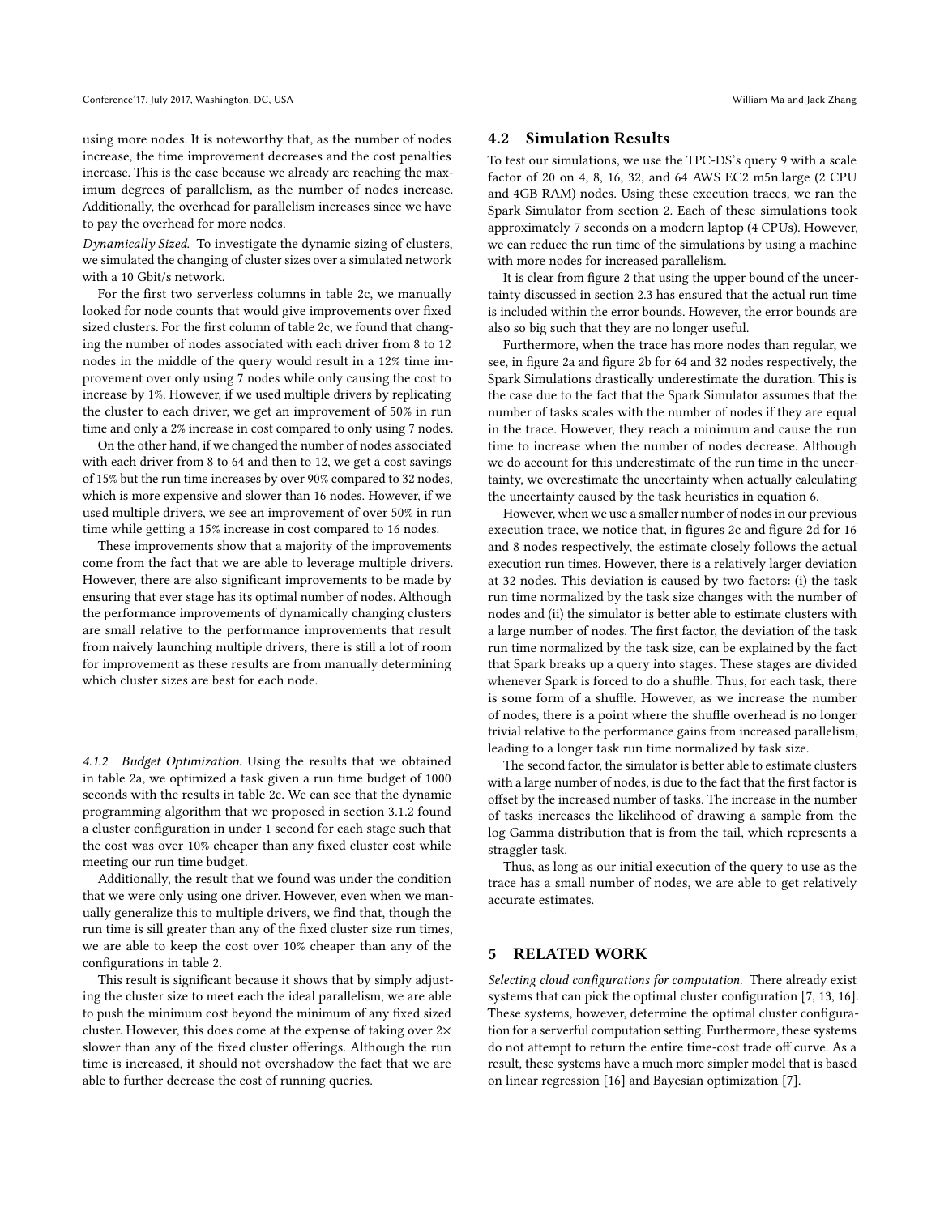using more nodes. It is noteworthy that, as the number of nodes increase, the time improvement decreases and the cost penalties increase. This is the case because we already are reaching the maximum degrees of parallelism, as the number of nodes increase. Additionally, the overhead for parallelism increases since we have to pay the overhead for more nodes.

*Dynamically Sized.* To investigate the dynamic sizing of clusters, we simulated the changing of cluster sizes over a simulated network with a 10 Gbit/s network.

For the first two serverless columns in table 2c, we manually looked for node counts that would give improvements over fixed sized clusters. For the first column of table 2c, we found that changing the number of nodes associated with each driver from 8 to 12 nodes in the middle of the query would result in a 12% time improvement over only using 7 nodes while only causing the cost to increase by 1%. However, if we used multiple drivers by replicating the cluster to each driver, we get an improvement of 50% in run time and only a 2% increase in cost compared to only using 7 nodes.

On the other hand, if we changed the number of nodes associated with each driver from 8 to 64 and then to 12, we get a cost savings of 15% but the run time increases by over 90% compared to 32 nodes, which is more expensive and slower than 16 nodes. However, if we used multiple drivers, we see an improvement of over 50% in run time while getting a 15% increase in cost compared to 16 nodes.

These improvements show that a majority of the improvements come from the fact that we are able to leverage multiple drivers. However, there are also significant improvements to be made by ensuring that ever stage has its optimal number of nodes. Although the performance improvements of dynamically changing clusters are small relative to the performance improvements that result from naively launching multiple drivers, there is still a lot of room for improvement as these results are from manually determining which cluster sizes are best for each node.

#### 4.1.2 Budget Optimization.

Using the results that we obtained in table 2a, we optimized a task given a run time budget of 1000 seconds with the results in table 2c. We can see that the dynamic programming algorithm that we proposed in section 3.1.2 found a cluster configuration in under 1 second for each stage such that the cost was over 10% cheaper than any fixed cluster cost while meeting our run time budget.

Additionally, the result that we found was under the condition that we were only using one driver. However, even when we manually generalize this to multiple drivers, we find that, though the run time is sill greater than any of the fixed cluster size run times, we are able to keep the cost over 10% cheaper than any of the configurations in table 2.

This result is significant because it shows that by simply adjusting the cluster size to meet each the ideal parallelism, we are able to push the minimum cost beyond the minimum of any fixed sized cluster. However, this does come at the expense of taking over 2× slower than any of the fixed cluster offerings. Although the run time is increased, it should not overshadow the fact that we are able to further decrease the cost of running queries.

## 4.2 Simulation Results

To test our simulations, we use the TPC-DS's query 9 with a scale factor of 20 on 4, 8, 16, 32, and 64 AWS EC2 m5n.large (2 CPU and 4GB RAM) nodes. Using these execution traces, we ran the Spark Simulator from section 2. Each of these simulations took approximately 7 seconds on a modern laptop (4 CPUs). However, we can reduce the run time of the simulations by using a machine with more nodes for increased parallelism.

It is clear from figure 2 that using the upper bound of the uncertainty discussed in section 2.3 has ensured that the actual run time is included within the error bounds. However, the error bounds are also so big such that they are no longer useful.

Furthermore, when the trace has more nodes than regular, we see, in figure 2a and figure 2b for 64 and 32 nodes respectively, the Spark Simulations drastically underestimate the duration. This is the case due to the fact that the Spark Simulator assumes that the number of tasks scales with the number of nodes if they are equal in the trace. However, they reach a minimum and cause the run time to increase when the number of nodes decrease. Although we do account for this underestimate of the run time in the uncertainty, we overestimate the uncertainty when actually calculating the uncertainty caused by the task heuristics in equation 6.

However, when we use a smaller number of nodes in our previous execution trace, we notice that, in figures 2c and figure 2d for 16 and 8 nodes respectively, the estimate closely follows the actual execution run times. However, there is a relatively larger deviation at 32 nodes. This deviation is caused by two factors: (i) the task run time normalized by the task size changes with the number of nodes and (ii) the simulator is better able to estimate clusters with a large number of nodes. The first factor, the deviation of the task run time normalized by the task size, can be explained by the fact that Spark breaks up a query into stages. These stages are divided whenever Spark is forced to do a shuffle. Thus, for each task, there is some form of a shuffle. However, as we increase the number of nodes, there is a point where the shuffle overhead is no longer trivial relative to the performance gains from increased parallelism, leading to a longer task run time normalized by task size.

The second factor, the simulator is better able to estimate clusters with a large number of nodes, is due to the fact that the first factor is offset by the increased number of tasks. The increase in the number of tasks increases the likelihood of drawing a sample from the log Gamma distribution that is from the tail, which represents a straggler task.

Thus, as long as our initial execution of the query to use as the trace has a small number of nodes, we are able to get relatively accurate estimates.

# 5 RELATED WORK

*Selecting cloud configurations for computation.* There already exist systems that can pick the optimal cluster configuration [7, 13, 16]. These systems, however, determine the optimal cluster configuration for a serverful computation setting. Furthermore, these systems do not attempt to return the entire time-cost trade off curve. As a result, these systems have a much more simpler model that is based on linear regression [16] and Bayesian optimization [7].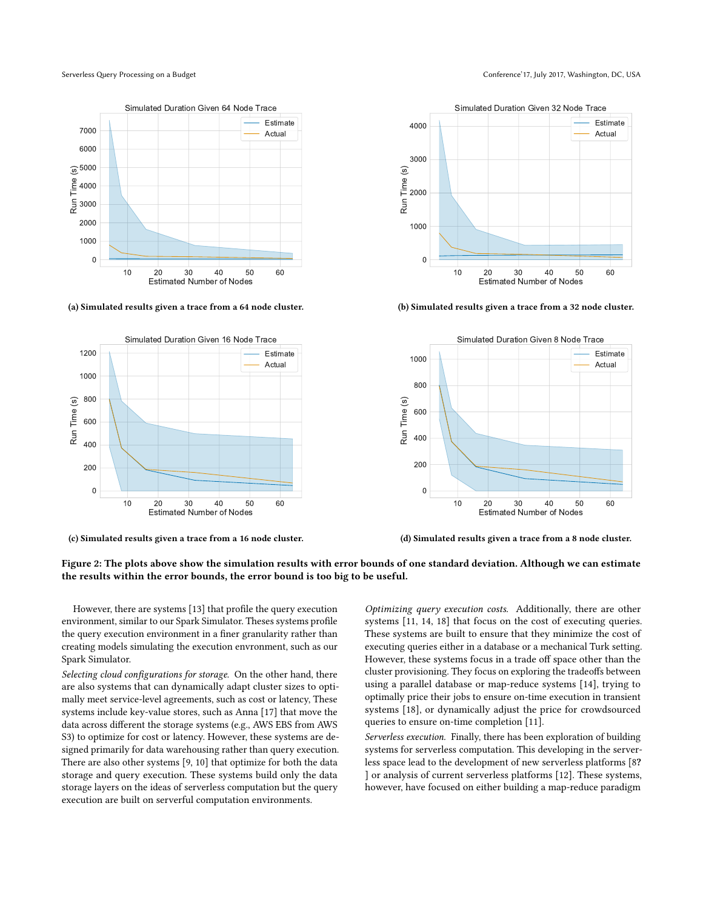(a) Simulated results given a trace from a 64 node cluster.

(b) Simulated results given a trace from a 32 node cluster.

(c) Simulated results given a trace from a 16 node cluster.

(d) Simulated results given a trace from a 8 node cluster.

**Figure 2: The plots above show the simulation results with error bounds of one standard deviation. Although we can estimate the results within the error bounds, the error bound is too big to be useful.**

However, there are systems [13] that profile the query execution environment, similar to our Spark Simulator. Theses systems profile the query execution environment in a finer granularity rather than creating models simulating the execution envronment, such as our Spark Simulator.

*Selecting cloud configurations for storage.* On the other hand, there are also systems that can dynamically adapt cluster sizes to optimally meet service-level agreements, such as cost or latency, These systems include key-value stores, such as Anna [17] that move the data across different the storage systems (e.g., AWS EBS from AWS S3) to optimize for cost or latency. However, these systems are designed primarily for data warehousing rather than query execution. There are also other systems [9, 10] that optimize for both the data storage and query execution. These systems build only the data storage layers on the ideas of serverless computation but the query execution are built on serverful computation environments.

*Optimizing query execution costs.* Additionally, there are other systems [11, 14, 18] that focus on the cost of executing queries. These systems are built to ensure that they minimize the cost of executing queries either in a database or a mechanical Turk setting. However, these systems focus in a trade off space other than the cluster provisioning. They focus on exploring the tradeoffs between using a parallel database or map-reduce systems [14], trying to optimally price their jobs to ensure on-time execution in transient systems [18], or dynamically adjust the price for crowdsourced queries to ensure on-time completion [11].

*Serverless execution.* Finally, there has been exploration of building systems for serverless computation. This developing in the serverless space lead to the development of new serverless platforms [8? ] or analysis of current serverless platforms [12]. These systems, however, have focused on either building a map-reduce paradigm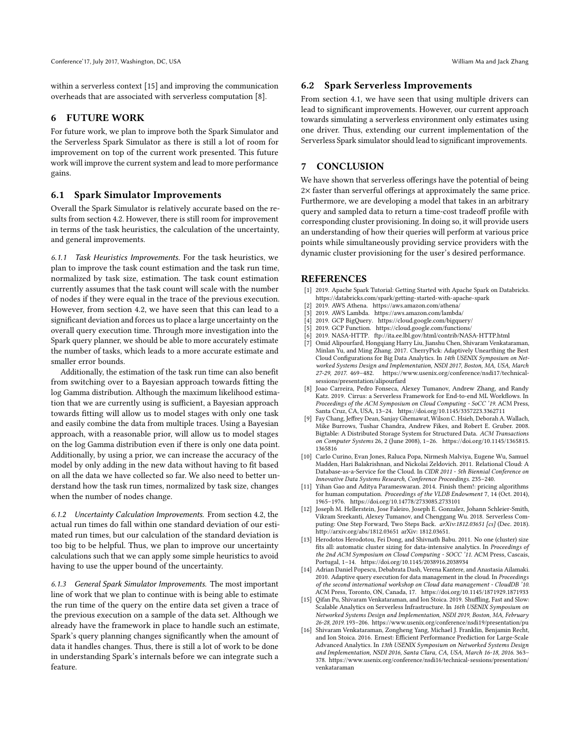within a serverless context [15] and improving the communication overheads that are associated with serverless computation [8].

## 6 FUTURE WORK

For future work, we plan to improve both the Spark Simulator and the Serverless Spark Simulator as there is still a lot of room for improvement on top of the current work presented. This future work will improve the current system and lead to more performance gains.

### 6.1 Spark Simulator Improvements

Overall the Spark Simulator is relatively accurate based on the results from section 4.2. However, there is still room for improvement in terms of the task heuristics, the calculation of the uncertainty, and general improvements.

*6.1.1 Task Heuristics Improvements.* For the task heuristics, we plan to improve the task count estimation and the task run time, normalized by task size, estimation. The task count estimation currently assumes that the task count will scale with the number of nodes if they were equal in the trace of the previous execution. However, from section 4.2, we have seen that this can lead to a significant deviation and forces us to place a large uncertainty on the overall query execution time. Through more investigation into the Spark query planner, we should be able to more accurately estimate the number of tasks, which leads to a more accurate estimate and smaller error bounds.

Additionally, the estimation of the task run time can also benefit from switching over to a Bayesian approach towards fitting the log Gamma distribution. Although the maximum likelihood estimation that we are currently using is sufficient, a Bayesian approach towards fitting will allow us to model stages with only one task and easily combine the data from multiple traces. Using a Bayesian approach, with a reasonable prior, will allow us to model stages on the log Gamma distribution even if there is only one data point. Additionally, by using a prior, we can increase the accuracy of the model by only adding in the new data without having to fit based on all the data we have collected so far. We also need to better understand how the task run times, normalized by task size, changes when the number of nodes change.

*6.1.2 Uncertainty Calculation Improvements.* From section 4.2, the actual run times do fall within one standard deviation of our estimated run times, but our calculation of the standard deviation is too big to be helpful. Thus, we plan to improve our uncertainty calculations such that we can apply some simple heuristics to avoid having to use the upper bound of the uncertainty.

*6.1.3 General Spark Simulator Improvements.* The most important line of work that we plan to continue with is being able to estimate the run time of the query on the entire data set given a trace of the previous execution on a sample of the data set. Although we already have the framework in place to handle such an estimate, Spark's query planning changes significantly when the amount of data it handles changes. Thus, there is still a lot of work to be done in understanding Spark's internals before we can integrate such a feature.

### 6.2 Spark Serverless Improvements

From section 4.1, we have seen that using multiple drivers can lead to significant improvements. However, our current approach towards simulating a serverless environment only estimates using one driver. Thus, extending our current implementation of the Serverless Spark simulator should lead to significant improvements.

## 7 CONCLUSION

We have shown that serverless offerings have the potential of being $2\times$ faster than serverful offerings at approximately the same price. Furthermore, we are developing a model that takes in an arbitrary query and sampled data to return a time-cost tradeoff profile with corresponding cluster provisioning. In doing so, it will provide users an understanding of how their queries will perform at various price points while simultaneously providing service providers with the dynamic cluster provisioning for the user's desired performance.

## REFERENCES

[1] 2019. Apache Spark Tutorial: Getting Started with Apache Spark on Databricks. https://databricks.com/spark/getting-started-with-apache-spark

[2] 2019. AWS Athena. https://aws.amazon.com/athena/

[3] 2019. AWS Lambda. https://aws.amazon.com/lambda/

[4] 2019. GCP BigQuery. https://cloud.google.com/bigquery/

[5] 2019. GCP Function. https://cloud.google.com/functions/

[6] 2019. NASA-HTTP. ftp://ita.ee.lbl.gov/html/contrib/NASA-HTTP.html

[7] Omid Alipourfard, Hongqiang Harry Liu, Jianshu Chen, Shivaram Venkataraman, Minlan Yu, and Ming Zhang. 2017. CherryPick: Adaptively Unearthing the Best Cloud Configurations for Big Data Analytics. In *14th USENIX Symposium on Networked Systems Design and Implementation, NSDI 2017, Boston, MA, USA, March 27-29, 2017.* 469–482. https://www.usenix.org/conference/nsdi17/technical-sessions/presentation/alipourfard

[8] Joao Carreira, Pedro Fonseca, Alexey Tumanov, Andrew Zhang, and Randy Katz. 2019. Cirrus: a Serverless Framework for End-to-end ML Workflows. In *Proceedings of the ACM Symposium on Cloud Computing - SoCC '19*. ACM Press, Santa Cruz, CA, USA, 13–24. https://doi.org/10.1145/3357223.3362711

[9] Fay Chang, Jeffrey Dean, Sanjay Ghemawat, Wilson C. Hsieh, Deborah A. Wallach, Mike Burrows, Tushar Chandra, Andrew Fikes, and Robert E. Gruber. 2008. Bigtable: A Distributed Storage System for Structured Data. *ACM Transactions on Computer Systems* 26, 2 (June 2008), 1–26. https://doi.org/10.1145/1365815.1365816

[10] Carlo Curino, Evan Jones, Raluca Popa, Nirmesh Malviya, Eugene Wu, Samuel Madden, Hari Balakrishnan, and Nickolai Zeldovich. 2011. Relational Cloud: A Database-as-a-Service for the Cloud. In *CIDR 2011 - 5th Biennial Conference on Innovative Data Systems Research, Conference Proceedings*. 235–240.

[11] Yihan Gao and Aditya Parameswaran. 2014. Finish them!: pricing algorithms for human computation. *Proceedings of the VLDB Endowment* 7, 14 (Oct. 2014), 1965–1976. https://doi.org/10.14778/2733085.2733101

[12] Joseph M. Hellerstein, Jose Faleiro, Joseph E. Gonzalez, Johann Schleier-Smith, Vikram Sreekanti, Alexey Tumanov, and Chenggang Wu. 2018. Serverless Computing: One Step Forward, Two Steps Back. *arXiv:1812.03651 [cs]* (Dec. 2018). http://arxiv.org/abs/1812.03651 arXiv: 1812.03651.

[13] Herodotos Herodotou, Fei Dong, and Shivnath Babu. 2011. No one (cluster) size fits all: automatic cluster sizing for data-intensive analytics. In *Proceedings of the 2nd ACM Symposium on Cloud Computing - SOCC '11*. ACM Press, Cascais, Portugal, 1–14. https://doi.org/10.1145/2038916.2038934

[14] Adrian Daniel Popescu, Debabrata Dash, Verena Kantere, and Anastasia Ailamaki. 2010. Adaptive query execution for data management in the cloud. In *Proceedings of the second international workshop on Cloud data management - CloudDB '10*. ACM Press, Toronto, ON, Canada, 17. https://doi.org/10.1145/1871929.1871933

[15] Qifan Pu, Shivaram Venkataraman, and Ion Stoica. 2019. Shuffling, Fast and Slow: Scalable Analytics on Serverless Infrastructure. In *16th USENIX Symposium on Networked Systems Design and Implementation, NSDI 2019, Boston, MA, February 26-28, 2019*. 193–206. https://www.usenix.org/conference/nsdi19/presentation/pu

[16] Shivaram Venkataraman, Zongheng Yang, Michael J. Franklin, Benjamin Recht, and Ion Stoica. 2016. Ernest: Efficient Performance Prediction for Large-Scale Advanced Analytics. In *13th USENIX Symposium on Networked Systems Design and Implementation, NSDI 2016, Santa Clara, CA, USA, March 16-18, 2016*. 363–378. https://www.usenix.org/conference/nsdi16/technical-sessions/presentation/venkataraman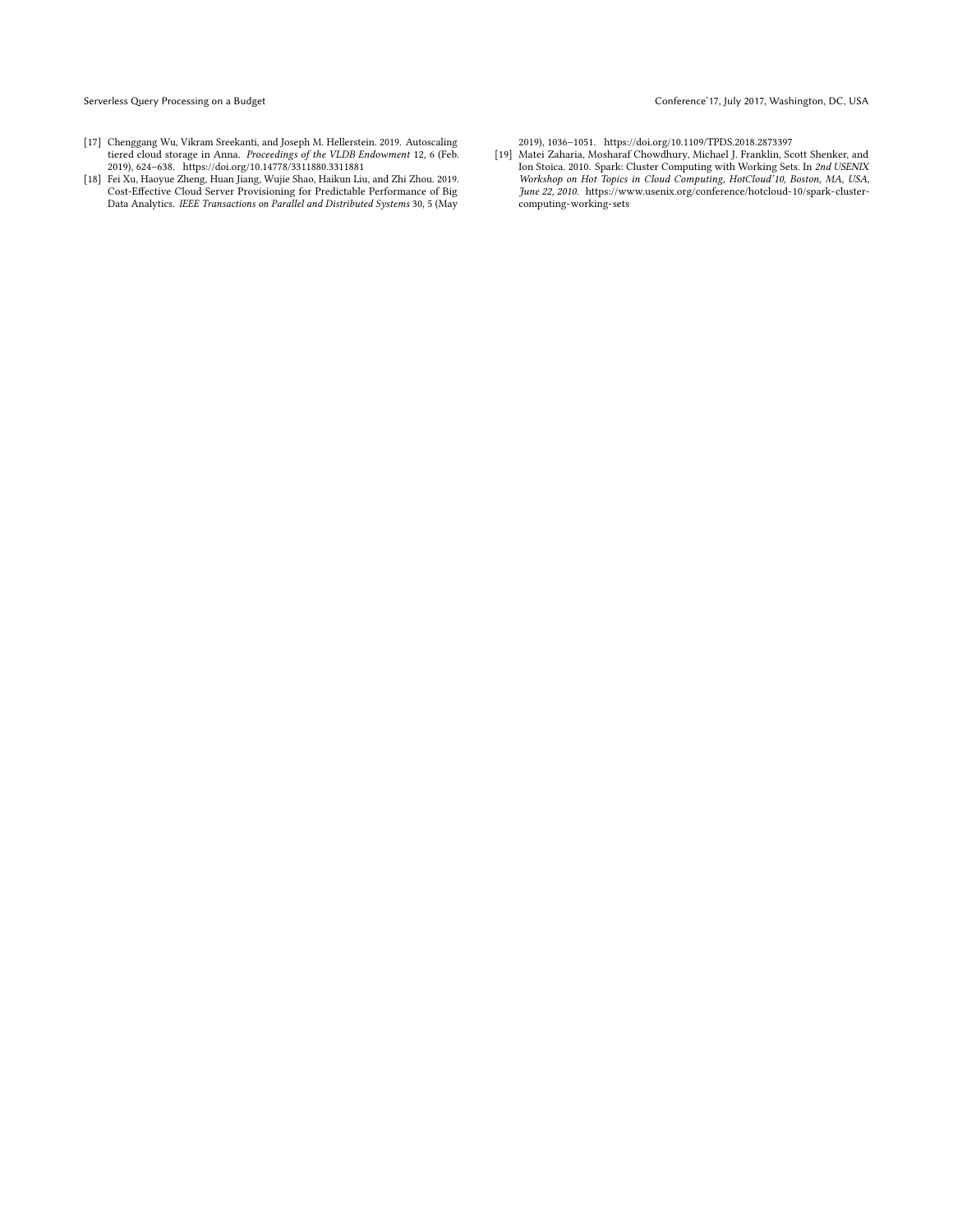[17] Chenggang Wu, Vikram Sreekanti, and Joseph M. Hellerstein. 2019. Autoscaling tiered cloud storage in Anna. *Proceedings of the VLDB Endowment* 12, 6 (Feb. 2019), 624–638. https://doi.org/10.14778/3311880.3311881

[18] Fei Xu, Haoyue Zheng, Huan Jiang, Wujie Shao, Haikun Liu, and Zhi Zhou. 2019. Cost-Effective Cloud Server Provisioning for Predictable Performance of Big Data Analytics. *IEEE Transactions on Parallel and Distributed Systems* 30, 5 (May 2019), 1036–1051. https://doi.org/10.1109/TPDS.2018.2873397

[19] Matei Zaharia, Mosharaf Chowdhury, Michael J. Franklin, Scott Shenker, and Ion Stoica. 2010. Spark: Cluster Computing with Working Sets. In *2nd USENIX Workshop on Hot Topics in Cloud Computing, HotCloud'10, Boston, MA, USA, June 22, 2010*. https://www.usenix.org/conference/hotcloud-10/spark-cluster-computing-working-sets